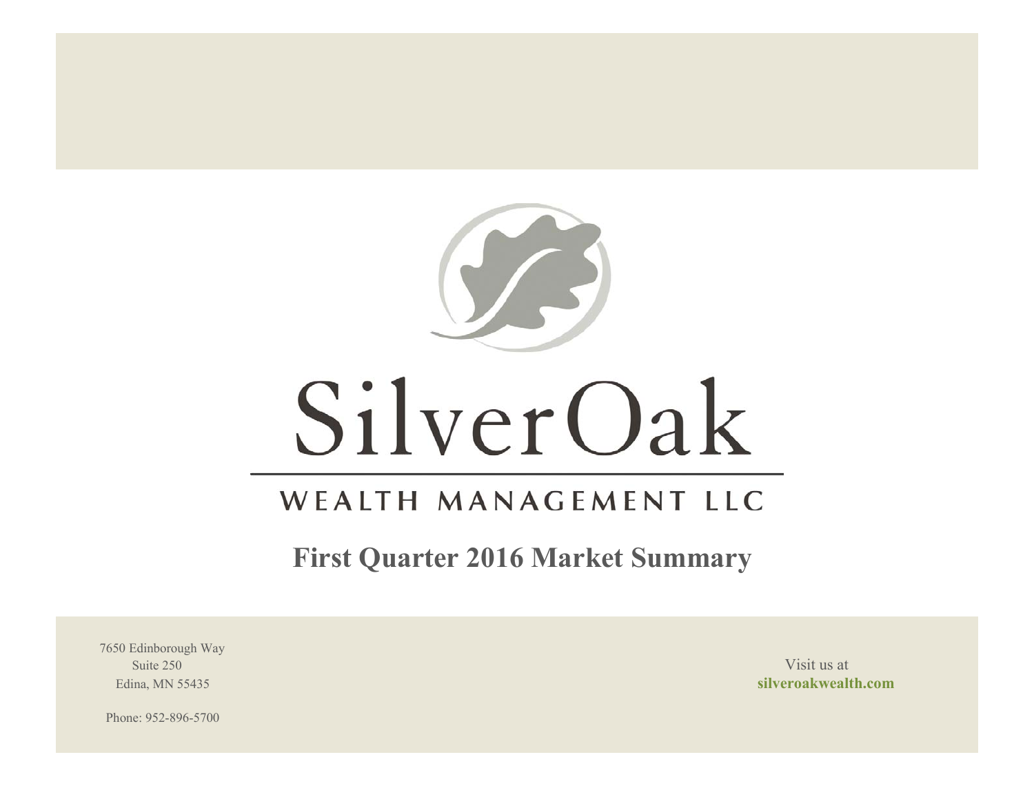# SilverOak

## WEALTH MANAGEMENT LLC

## First Quarter 2016 Market Summary

7650 Edinborough Way
Suite 250
Edina, MN 55435

Phone: 952-896-5700

Visit us at
**silveroakwealth.com**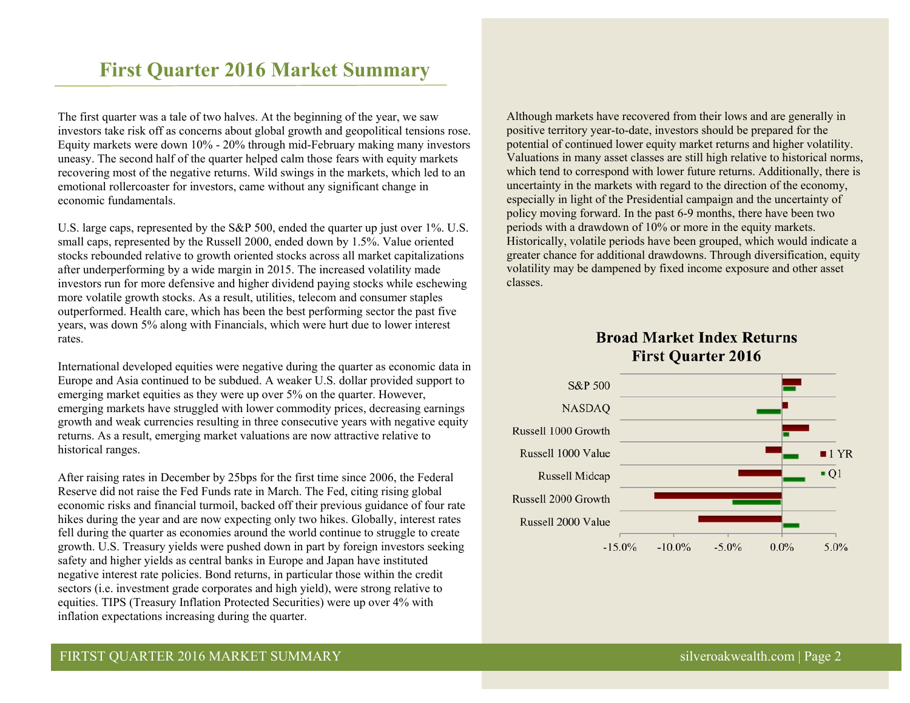# First Quarter 2016 Market Summary

The first quarter was a tale of two halves. At the beginning of the year, we saw investors take risk off as concerns about global growth and geopolitical tensions rose. Equity markets were down 10% - 20% through mid-February making many investors uneasy. The second half of the quarter helped calm those fears with equity markets recovering most of the negative returns. Wild swings in the markets, which led to an emotional rollercoaster for investors, came without any significant change in economic fundamentals.

U.S. large caps, represented by the S&P 500, ended the quarter up just over 1%. U.S. small caps, represented by the Russell 2000, ended down by 1.5%. Value oriented stocks rebounded relative to growth oriented stocks across all market capitalizations after underperforming by a wide margin in 2015. The increased volatility made investors run for more defensive and higher dividend paying stocks while eschewing more volatile growth stocks. As a result, utilities, telecom and consumer staples outperformed. Health care, which has been the best performing sector the past five years, was down 5% along with Financials, which were hurt due to lower interest rates.

International developed equities were negative during the quarter as economic data in Europe and Asia continued to be subdued. A weaker U.S. dollar provided support to emerging market equities as they were up over 5% on the quarter. However, emerging markets have struggled with lower commodity prices, decreasing earnings growth and weak currencies resulting in three consecutive years with negative equity returns. As a result, emerging market valuations are now attractive relative to historical ranges.

After raising rates in December by 25bps for the first time since 2006, the Federal Reserve did not raise the Fed Funds rate in March. The Fed, citing rising global economic risks and financial turmoil, backed off their previous guidance of four rate hikes during the year and are now expecting only two hikes. Globally, interest rates fell during the quarter as economies around the world continue to struggle to create growth. U.S. Treasury yields were pushed down in part by foreign investors seeking safety and higher yields as central banks in Europe and Japan have instituted negative interest rate policies. Bond returns, in particular those within the credit sectors (i.e. investment grade corporates and high yield), were strong relative to equities. TIPS (Treasury Inflation Protected Securities) were up over 4% with inflation expectations increasing during the quarter.

Although markets have recovered from their lows and are generally in positive territory year-to-date, investors should be prepared for the potential of continued lower equity market returns and higher volatility. Valuations in many asset classes are still high relative to historical norms, which tend to correspond with lower future returns. Additionally, there is uncertainty in the markets with regard to the direction of the economy, especially in light of the Presidential campaign and the uncertainty of policy moving forward. In the past 6-9 months, there have been two periods with a drawdown of 10% or more in the equity markets. Historically, volatile periods have been grouped, which would indicate a greater chance for additional drawdowns. Through diversification, equity volatility may be dampened by fixed income exposure and other asset classes.

**Broad Market Index Returns First Quarter 2016**

(Bar chart: 1 YR and Q1 returns for S&P 500, NASDAQ, Russell 1000 Growth, Russell 1000 Value, Russell Midcap, Russell 2000 Growth, Russell 2000 Value; axis from -15.0% to 5.0%)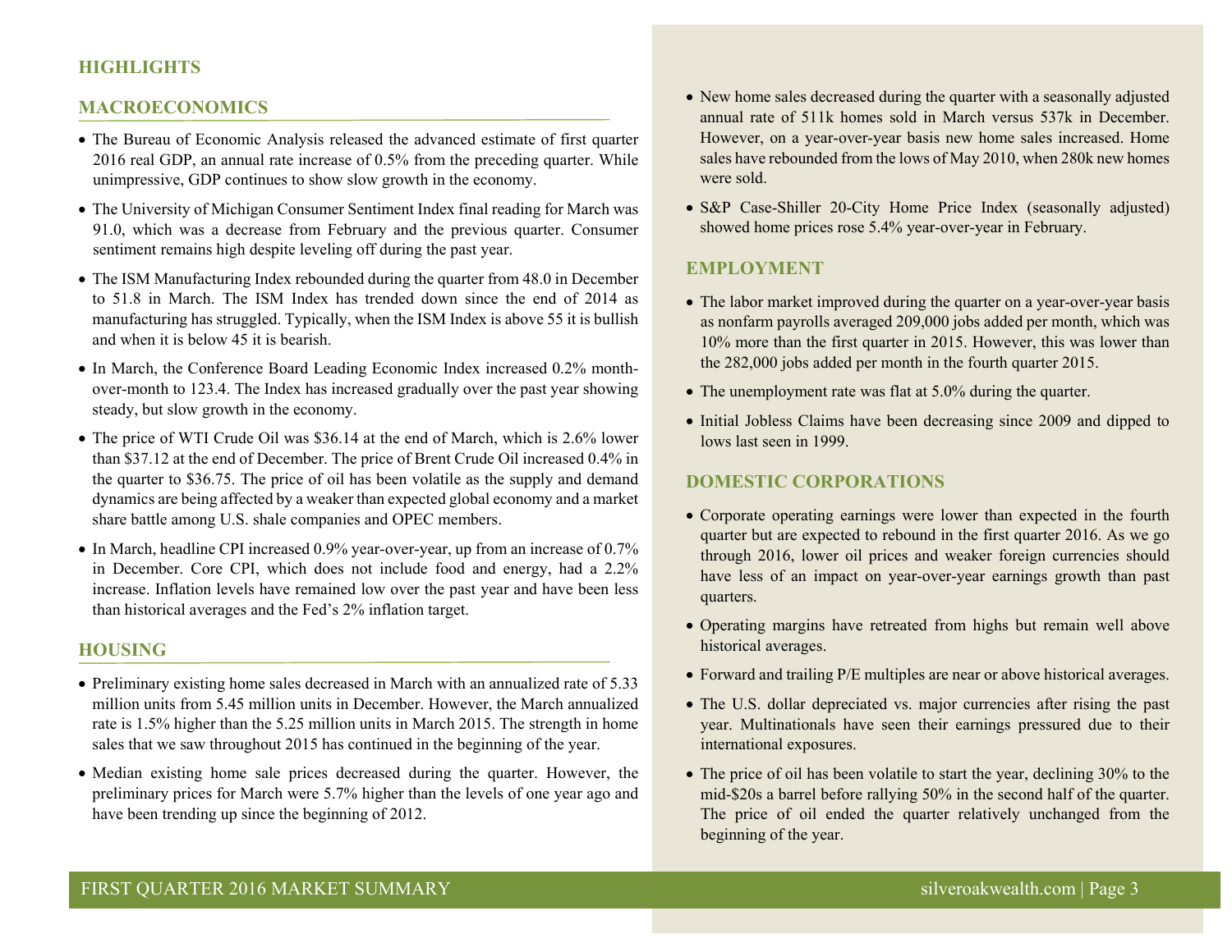## HIGHLIGHTS

### MACROECONOMICS

- The Bureau of Economic Analysis released the advanced estimate of first quarter 2016 real GDP, an annual rate increase of 0.5% from the preceding quarter. While unimpressive, GDP continues to show slow growth in the economy.
- The University of Michigan Consumer Sentiment Index final reading for March was 91.0, which was a decrease from February and the previous quarter. Consumer sentiment remains high despite leveling off during the past year.
- The ISM Manufacturing Index rebounded during the quarter from 48.0 in December to 51.8 in March. The ISM Index has trended down since the end of 2014 as manufacturing has struggled. Typically, when the ISM Index is above 55 it is bullish and when it is below 45 it is bearish.
- In March, the Conference Board Leading Economic Index increased 0.2% month-over-month to 123.4. The Index has increased gradually over the past year showing steady, but slow growth in the economy.
- The price of WTI Crude Oil was $36.14 at the end of March, which is 2.6% lower than $37.12 at the end of December. The price of Brent Crude Oil increased 0.4% in the quarter to $36.75. The price of oil has been volatile as the supply and demand dynamics are being affected by a weaker than expected global economy and a market share battle among U.S. shale companies and OPEC members.
- In March, headline CPI increased 0.9% year-over-year, up from an increase of 0.7% in December. Core CPI, which does not include food and energy, had a 2.2% increase. Inflation levels have remained low over the past year and have been less than historical averages and the Fed's 2% inflation target.

### HOUSING

- Preliminary existing home sales decreased in March with an annualized rate of 5.33 million units from 5.45 million units in December. However, the March annualized rate is 1.5% higher than the 5.25 million units in March 2015. The strength in home sales that we saw throughout 2015 has continued in the beginning of the year.
- Median existing home sale prices decreased during the quarter. However, the preliminary prices for March were 5.7% higher than the levels of one year ago and have been trending up since the beginning of 2012.
- New home sales decreased during the quarter with a seasonally adjusted annual rate of 511k homes sold in March versus 537k in December. However, on a year-over-year basis new home sales increased. Home sales have rebounded from the lows of May 2010, when 280k new homes were sold.
- S&P Case-Shiller 20-City Home Price Index (seasonally adjusted) showed home prices rose 5.4% year-over-year in February.

### EMPLOYMENT

- The labor market improved during the quarter on a year-over-year basis as nonfarm payrolls averaged 209,000 jobs added per month, which was 10% more than the first quarter in 2015. However, this was lower than the 282,000 jobs added per month in the fourth quarter 2015.
- The unemployment rate was flat at 5.0% during the quarter.
- Initial Jobless Claims have been decreasing since 2009 and dipped to lows last seen in 1999.

### DOMESTIC CORPORATIONS

- Corporate operating earnings were lower than expected in the fourth quarter but are expected to rebound in the first quarter 2016. As we go through 2016, lower oil prices and weaker foreign currencies should have less of an impact on year-over-year earnings growth than past quarters.
- Operating margins have retreated from highs but remain well above historical averages.
- Forward and trailing P/E multiples are near or above historical averages.
- The U.S. dollar depreciated vs. major currencies after rising the past year. Multinationals have seen their earnings pressured due to their international exposures.
- The price of oil has been volatile to start the year, declining 30% to the mid-$20s a barrel before rallying 50% in the second half of the quarter. The price of oil ended the quarter relatively unchanged from the beginning of the year.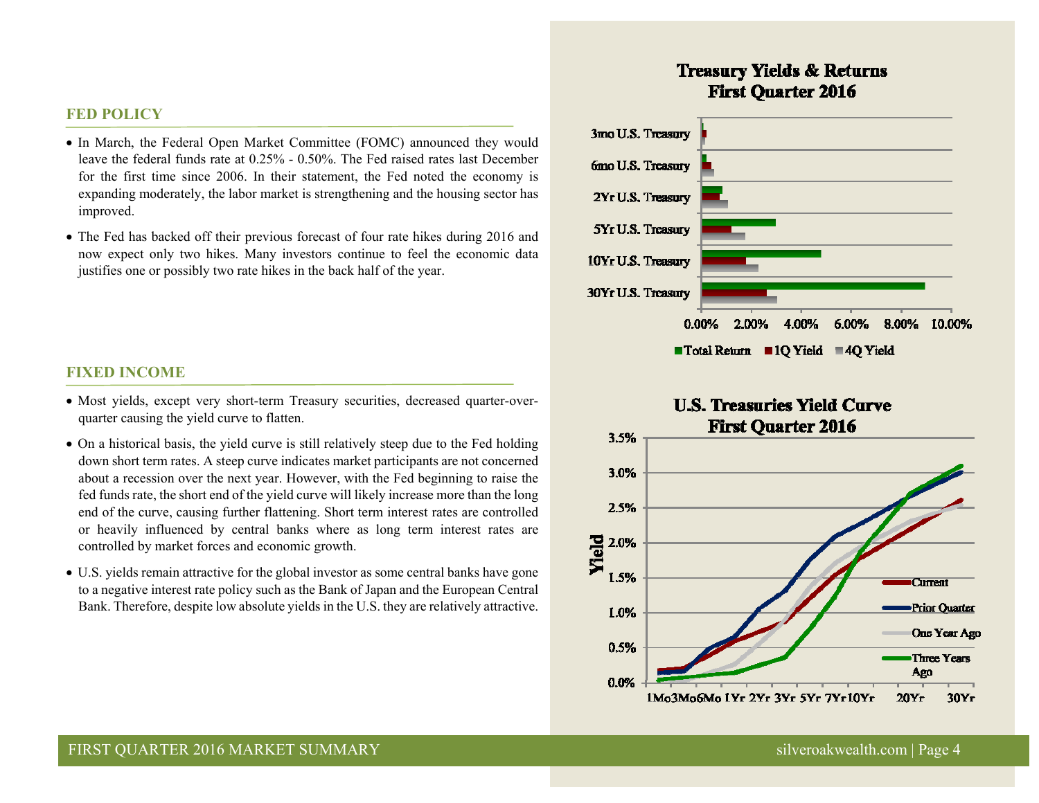## FED POLICY

- In March, the Federal Open Market Committee (FOMC) announced they would leave the federal funds rate at 0.25% - 0.50%. The Fed raised rates last December for the first time since 2006. In their statement, the Fed noted the economy is expanding moderately, the labor market is strengthening and the housing sector has improved.
- The Fed has backed off their previous forecast of four rate hikes during 2016 and now expect only two hikes. Many investors continue to feel the economic data justifies one or possibly two rate hikes in the back half of the year.

## FIXED INCOME

- Most yields, except very short-term Treasury securities, decreased quarter-over-quarter causing the yield curve to flatten.
- On a historical basis, the yield curve is still relatively steep due to the Fed holding down short term rates. A steep curve indicates market participants are not concerned about a recession over the next year. However, with the Fed beginning to raise the fed funds rate, the short end of the yield curve will likely increase more than the long end of the curve, causing further flattening. Short term interest rates are controlled or heavily influenced by central banks where as long term interest rates are controlled by market forces and economic growth.
- U.S. yields remain attractive for the global investor as some central banks have gone to a negative interest rate policy such as the Bank of Japan and the European Central Bank. Therefore, despite low absolute yields in the U.S. they are relatively attractive.

**Treasury Yields & Returns First Quarter 2016**

**U.S. Treasuries Yield Curve First Quarter 2016**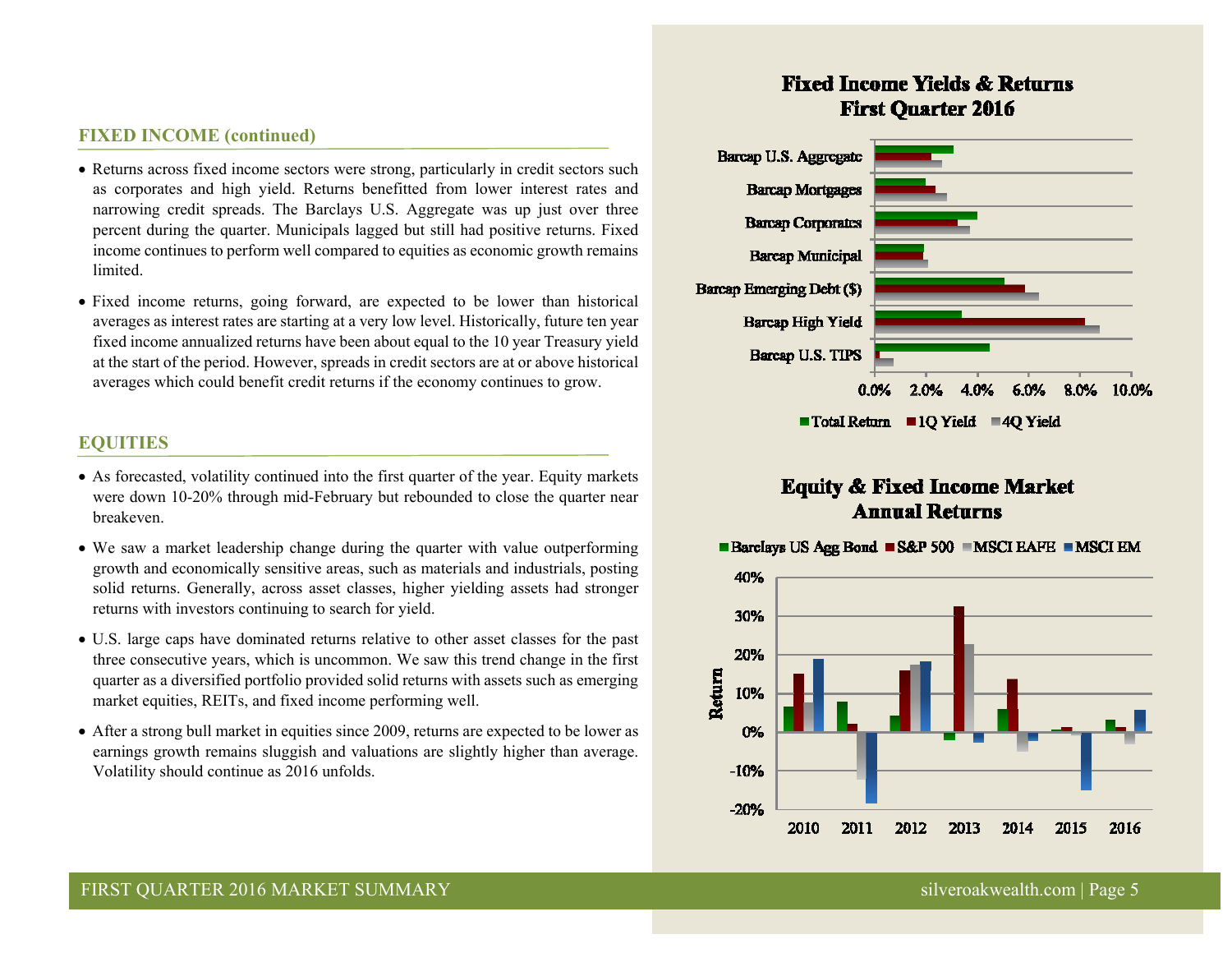## FIXED INCOME (continued)

- Returns across fixed income sectors were strong, particularly in credit sectors such as corporates and high yield. Returns benefitted from lower interest rates and narrowing credit spreads. The Barclays U.S. Aggregate was up just over three percent during the quarter. Municipals lagged but still had positive returns. Fixed income continues to perform well compared to equities as economic growth remains limited.
- Fixed income returns, going forward, are expected to be lower than historical averages as interest rates are starting at a very low level. Historically, future ten year fixed income annualized returns have been about equal to the 10 year Treasury yield at the start of the period. However, spreads in credit sectors are at or above historical averages which could benefit credit returns if the economy continues to grow.

## EQUITIES

- As forecasted, volatility continued into the first quarter of the year. Equity markets were down 10-20% through mid-February but rebounded to close the quarter near breakeven.
- We saw a market leadership change during the quarter with value outperforming growth and economically sensitive areas, such as materials and industrials, posting solid returns. Generally, across asset classes, higher yielding assets had stronger returns with investors continuing to search for yield.
- U.S. large caps have dominated returns relative to other asset classes for the past three consecutive years, which is uncommon. We saw this trend change in the first quarter as a diversified portfolio provided solid returns with assets such as emerging market equities, REITs, and fixed income performing well.
- After a strong bull market in equities since 2009, returns are expected to be lower as earnings growth remains sluggish and valuations are slightly higher than average. Volatility should continue as 2016 unfolds.

**Fixed Income Yields & Returns First Quarter 2016**

Barcap U.S. Aggregate; Barcap Mortgages; Barcap Corporates; Barcap Municipal; Barcap Emerging Debt ($); Barcap High Yield; Barcap U.S. TIPS

0.0% 2.0% 4.0% 6.0% 8.0% 10.0%

Total Return | 1Q Yield | 4Q Yield

**Equity & Fixed Income Market Annual Returns**

Barclays US Agg Bond | S&P 500 | MSCI EAFE | MSCI EM

Return: 40% 30% 20% 10% 0% -10% -20%

2010 2011 2012 2013 2014 2015 2016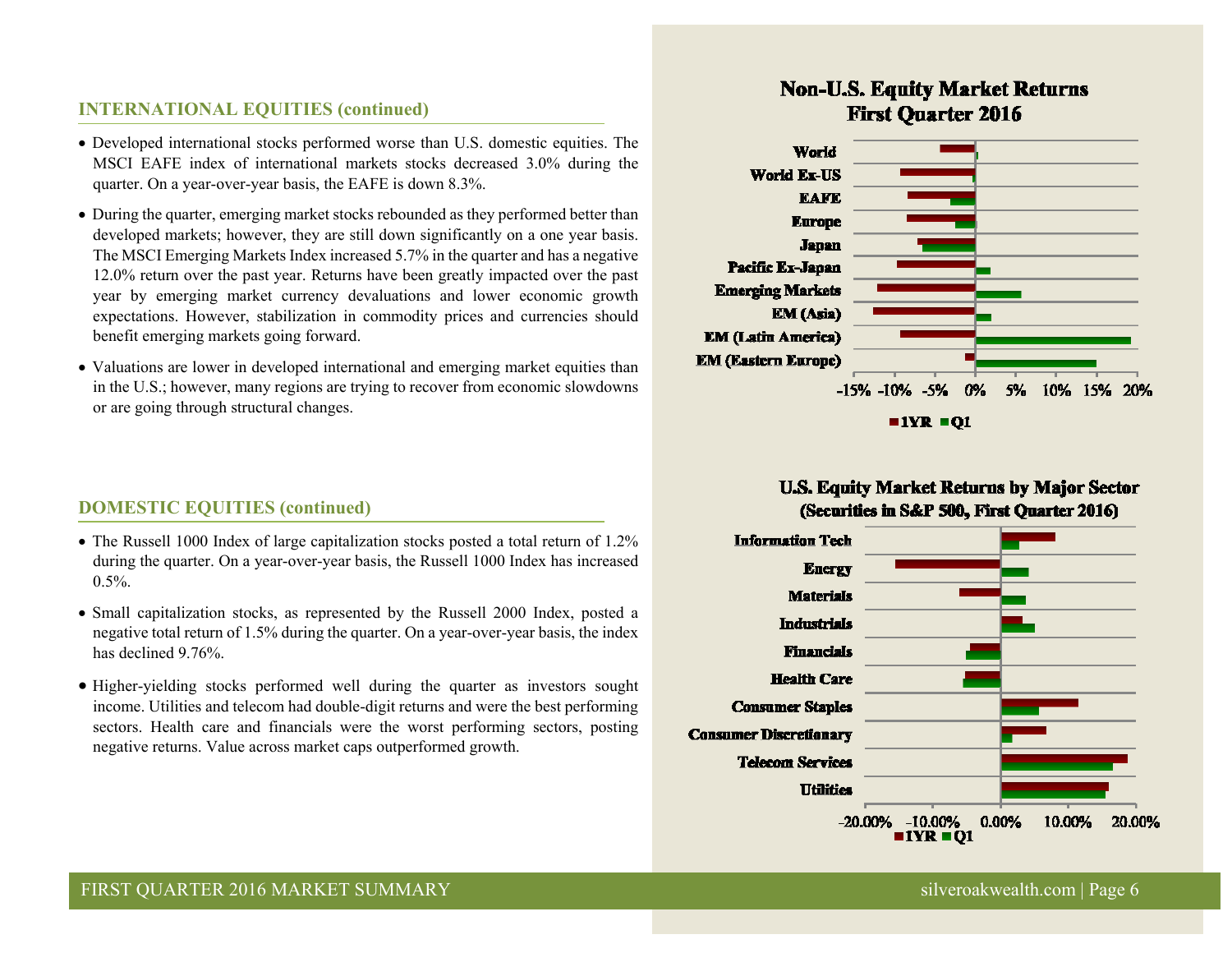## INTERNATIONAL EQUITIES (continued)

- Developed international stocks performed worse than U.S. domestic equities. The MSCI EAFE index of international markets stocks decreased 3.0% during the quarter. On a year-over-year basis, the EAFE is down 8.3%.
- During the quarter, emerging market stocks rebounded as they performed better than developed markets; however, they are still down significantly on a one year basis. The MSCI Emerging Markets Index increased 5.7% in the quarter and has a negative 12.0% return over the past year. Returns have been greatly impacted over the past year by emerging market currency devaluations and lower economic growth expectations. However, stabilization in commodity prices and currencies should benefit emerging markets going forward.
- Valuations are lower in developed international and emerging market equities than in the U.S.; however, many regions are trying to recover from economic slowdowns or are going through structural changes.

## DOMESTIC EQUITIES (continued)

- The Russell 1000 Index of large capitalization stocks posted a total return of 1.2% during the quarter. On a year-over-year basis, the Russell 1000 Index has increased 0.5%.
- Small capitalization stocks, as represented by the Russell 2000 Index, posted a negative total return of 1.5% during the quarter. On a year-over-year basis, the index has declined 9.76%.
- Higher-yielding stocks performed well during the quarter as investors sought income. Utilities and telecom had double-digit returns and were the best performing sectors. Health care and financials were the worst performing sectors, posting negative returns. Value across market caps outperformed growth.

**Non-U.S. Equity Market Returns First Quarter 2016**

Categories: World, World Ex-US, EAFE, Europe, Japan, Pacific Ex-Japan, Emerging Markets, EM (Asia), EM (Latin America), EM (Eastern Europe)

Axis: -15% -10% -5% 0% 5% 10% 15% 20%

Legend: 1YR, Q1

**U.S. Equity Market Returns by Major Sector (Securities in S&P 500, First Quarter 2016)**

Categories: Information Tech, Energy, Materials, Industrials, Financials, Health Care, Consumer Staples, Consumer Discretionary, Telecom Services, Utilities

Axis: -20.00% -10.00% 0.00% 10.00% 20.00%

Legend: 1YR, Q1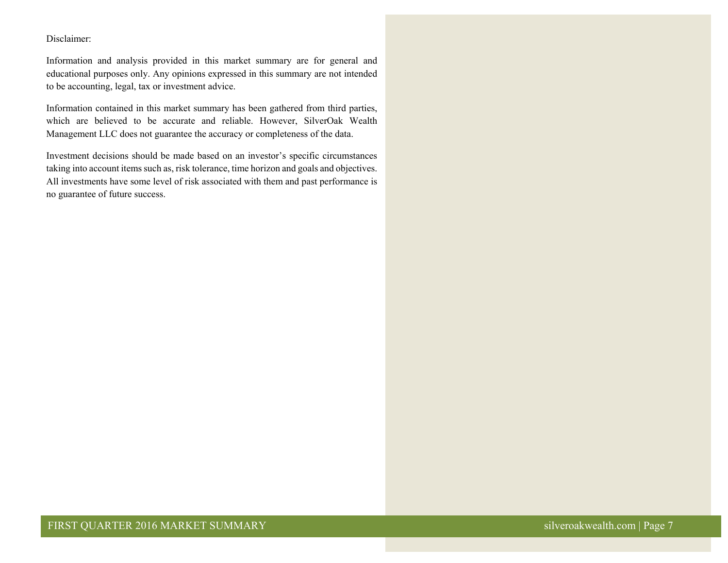Disclaimer:

Information and analysis provided in this market summary are for general and educational purposes only. Any opinions expressed in this summary are not intended to be accounting, legal, tax or investment advice.

Information contained in this market summary has been gathered from third parties, which are believed to be accurate and reliable. However, SilverOak Wealth Management LLC does not guarantee the accuracy or completeness of the data.

Investment decisions should be made based on an investor's specific circumstances taking into account items such as, risk tolerance, time horizon and goals and objectives. All investments have some level of risk associated with them and past performance is no guarantee of future success.